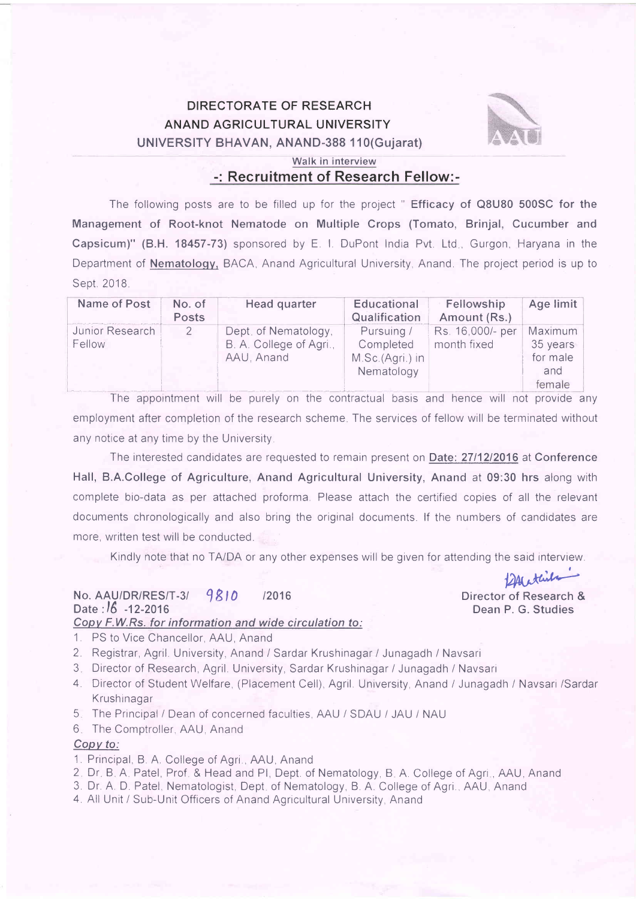# DIRECTORATE OF RESEARCH
# ANAND AGRICULTURAL UNIVERSITY
# UNIVERSITY BHAVAN, ANAND-388 110(Gujarat)

Walk in interview

## -: Recruitment of Research Fellow:-

The following posts are to be filled up for the project " **Efficacy of Q8U80 500SC for the Management of Root-knot Nematode on Multiple Crops (Tomato, Brinjal, Cucumber and Capsicum)" (B.H. 18457-73)** sponsored by E. I. DuPont India Pvt. Ltd., Gurgon, Haryana in the Department of **Nematology,** BACA, Anand Agricultural University, Anand. The project period is up to Sept. 2018.

| Name of Post | No. of Posts | Head quarter | Educational Qualification | Fellowship Amount (Rs.) | Age limit |
|---|---|---|---|---|---|
| Junior Research Fellow | 2 | Dept. of Nematology, B. A. College of Agri., AAU, Anand | Pursuing / Completed M.Sc.(Agri.) in Nematology | Rs. 16,000/- per month fixed | Maximum 35 years for male and female |

The appointment will be purely on the contractual basis and hence will not provide any employment after completion of the research scheme. The services of fellow will be terminated without any notice at any time by the University.

The interested candidates are requested to remain present on **Date: 27/12/2016** at **Conference Hall, B.A.College of Agriculture, Anand Agricultural University, Anand** at **09:30 hrs** along with complete bio-data as per attached proforma. Please attach the certified copies of all the relevant documents chronologically and also bring the original documents. If the numbers of candidates are more, written test will be conducted.

Kindly note that no TA/DA or any other expenses will be given for attending the said interview.

**No. AAU/DR/RES/T-3/ 9810 /2016**
**Date : 16 -12-2016**

**Director of Research &**
**Dean P. G. Studies**

***Copy F.W.Rs. for information and wide circulation to:***

1. PS to Vice Chancellor, AAU, Anand
2. Registrar, Agril. University, Anand / Sardar Krushinagar / Junagadh / Navsari
3. Director of Research, Agril. University, Sardar Krushinagar / Junagadh / Navsari
4. Director of Student Welfare, (Placement Cell), Agril. University, Anand / Junagadh / Navsari /Sardar Krushinagar
5. The Principal / Dean of concerned faculties, AAU / SDAU / JAU / NAU
6. The Comptroller, AAU, Anand

***Copy to:***

1. Principal, B. A. College of Agri., AAU, Anand
2. Dr. B. A. Patel, Prof. & Head and PI, Dept. of Nematology, B. A. College of Agri., AAU, Anand
3. Dr. A. D. Patel, Nematologist, Dept. of Nematology, B. A. College of Agri., AAU, Anand
4. All Unit / Sub-Unit Officers of Anand Agricultural University, Anand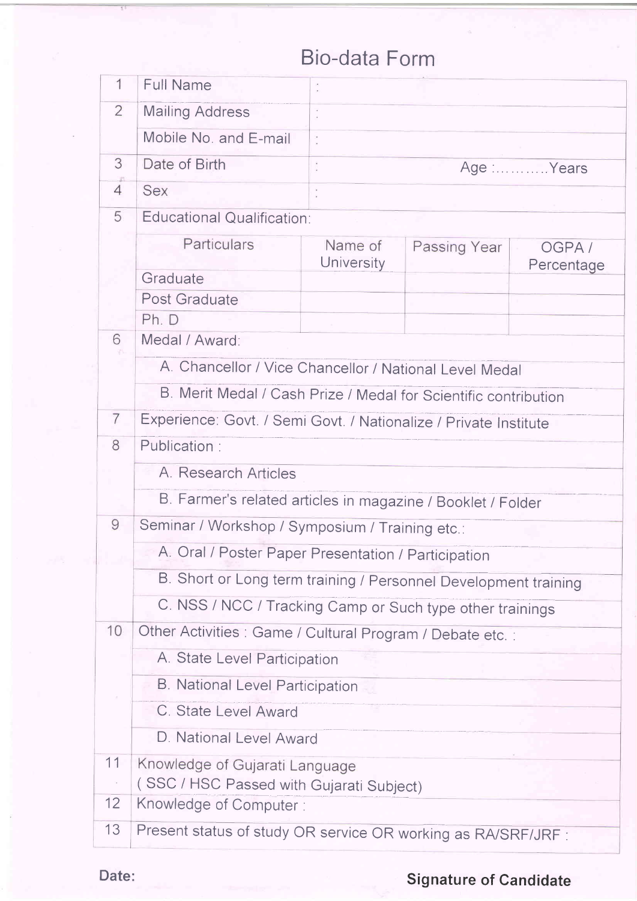# Bio-data Form

| | | |
|---|---|---|
| 1 | Full Name | : |
| 2 | Mailing Address | : |
| | Mobile No. and E-mail | : |
| 3 | Date of Birth | : Age :………..Years |
| 4 | Sex | : |

| | | | | |
|---|---|---|---|---|
| 5 | Educational Qualification: | | | |
| | Particulars | Name of University | Passing Year | OGPA / Percentage |
| | Graduate | | | |
| | Post Graduate | | | |
| | Ph. D | | | |

| | |
|---|---|
| 6 | Medal / Award: |
| | A. Chancellor / Vice Chancellor / National Level Medal |
| | B. Merit Medal / Cash Prize / Medal for Scientific contribution |
| 7 | Experience: Govt. / Semi Govt. / Nationalize / Private Institute |
| 8 | Publication : |
| | A. Research Articles |
| | B. Farmer's related articles in magazine / Booklet / Folder |
| 9 | Seminar / Workshop / Symposium / Training etc.: |
| | A. Oral / Poster Paper Presentation / Participation |
| | B. Short or Long term training / Personnel Development training |
| | C. NSS / NCC / Tracking Camp or Such type other trainings |
| 10 | Other Activities : Game / Cultural Program / Debate etc. : |
| | A. State Level Participation |
| | B. National Level Participation |
| | C. State Level Award |
| | D. National Level Award |
| 11 | Knowledge of Gujarati Language ( SSC / HSC Passed with Gujarati Subject) |
| 12 | Knowledge of Computer : |
| 13 | Present status of study OR service OR working as RA/SRF/JRF : |

Date:

**Signature of Candidate**